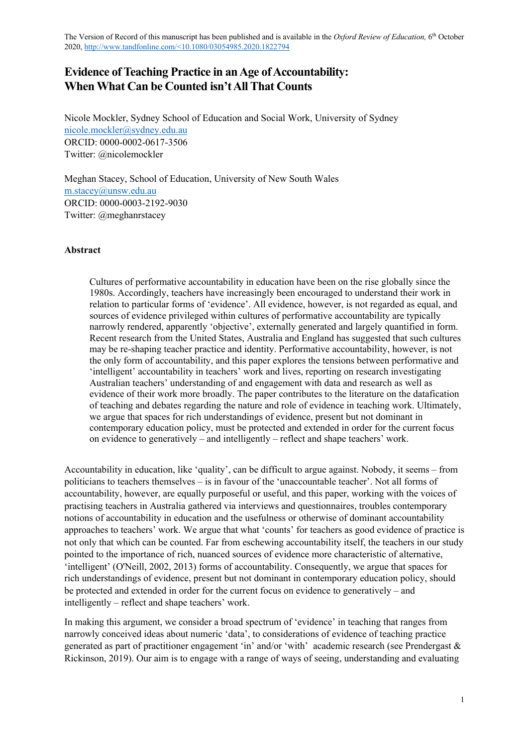The Version of Record of this manuscript has been published and is available in the *Oxford Review of Education,* 6th October 2020, http://www.tandfonline.com/<10.1080/03054985.2020.1822794

# Evidence of Teaching Practice in an Age of Accountability: When What Can be Counted isn't All That Counts

Nicole Mockler, Sydney School of Education and Social Work, University of Sydney
nicole.mockler@sydney.edu.au
ORCID: 0000-0002-0617-3506
Twitter: @nicolemockler

Meghan Stacey, School of Education, University of New South Wales
m.stacey@unsw.edu.au
ORCID: 0000-0003-2192-9030
Twitter: @meghanrstacey

**Abstract**

> Cultures of performative accountability in education have been on the rise globally since the 1980s. Accordingly, teachers have increasingly been encouraged to understand their work in relation to particular forms of 'evidence'. All evidence, however, is not regarded as equal, and sources of evidence privileged within cultures of performative accountability are typically narrowly rendered, apparently 'objective', externally generated and largely quantified in form. Recent research from the United States, Australia and England has suggested that such cultures may be re-shaping teacher practice and identity. Performative accountability, however, is not the only form of accountability, and this paper explores the tensions between performative and 'intelligent' accountability in teachers' work and lives, reporting on research investigating Australian teachers' understanding of and engagement with data and research as well as evidence of their work more broadly. The paper contributes to the literature on the datafication of teaching and debates regarding the nature and role of evidence in teaching work. Ultimately, we argue that spaces for rich understandings of evidence, present but not dominant in contemporary education policy, must be protected and extended in order for the current focus on evidence to generatively – and intelligently – reflect and shape teachers' work.

Accountability in education, like 'quality', can be difficult to argue against. Nobody, it seems – from politicians to teachers themselves – is in favour of the 'unaccountable teacher'. Not all forms of accountability, however, are equally purposeful or useful, and this paper, working with the voices of practising teachers in Australia gathered via interviews and questionnaires, troubles contemporary notions of accountability in education and the usefulness or otherwise of dominant accountability approaches to teachers' work. We argue that what 'counts' for teachers as good evidence of practice is not only that which can be counted. Far from eschewing accountability itself, the teachers in our study pointed to the importance of rich, nuanced sources of evidence more characteristic of alternative, 'intelligent' (O'Neill, 2002, 2013) forms of accountability. Consequently, we argue that spaces for rich understandings of evidence, present but not dominant in contemporary education policy, should be protected and extended in order for the current focus on evidence to generatively – and intelligently – reflect and shape teachers' work.

In making this argument, we consider a broad spectrum of 'evidence' in teaching that ranges from narrowly conceived ideas about numeric 'data', to considerations of evidence of teaching practice generated as part of practitioner engagement 'in' and/or 'with' academic research (see Prendergast & Rickinson, 2019). Our aim is to engage with a range of ways of seeing, understanding and evaluating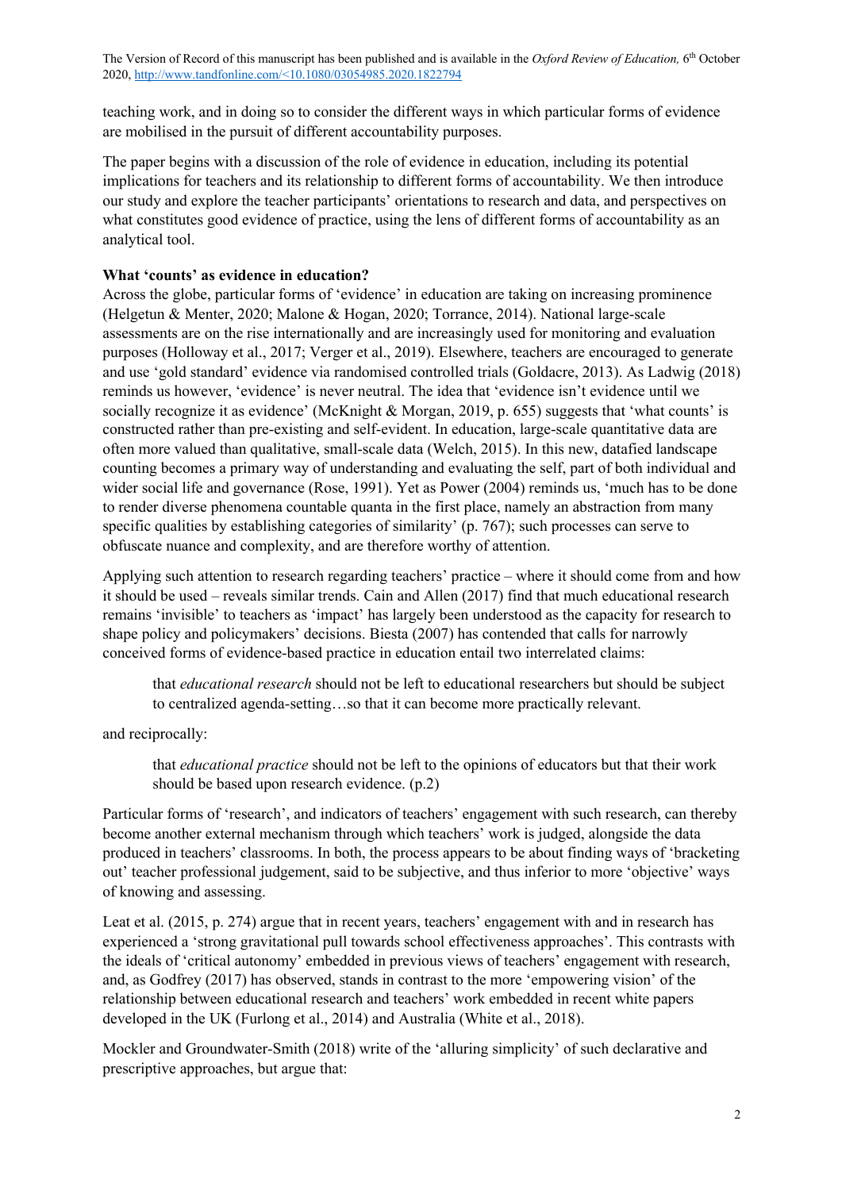teaching work, and in doing so to consider the different ways in which particular forms of evidence are mobilised in the pursuit of different accountability purposes.

The paper begins with a discussion of the role of evidence in education, including its potential implications for teachers and its relationship to different forms of accountability. We then introduce our study and explore the teacher participants' orientations to research and data, and perspectives on what constitutes good evidence of practice, using the lens of different forms of accountability as an analytical tool.

## What 'counts' as evidence in education?

Across the globe, particular forms of 'evidence' in education are taking on increasing prominence (Helgetun & Menter, 2020; Malone & Hogan, 2020; Torrance, 2014). National large-scale assessments are on the rise internationally and are increasingly used for monitoring and evaluation purposes (Holloway et al., 2017; Verger et al., 2019). Elsewhere, teachers are encouraged to generate and use 'gold standard' evidence via randomised controlled trials (Goldacre, 2013). As Ladwig (2018) reminds us however, 'evidence' is never neutral. The idea that 'evidence isn't evidence until we socially recognize it as evidence' (McKnight & Morgan, 2019, p. 655) suggests that 'what counts' is constructed rather than pre-existing and self-evident. In education, large-scale quantitative data are often more valued than qualitative, small-scale data (Welch, 2015). In this new, datafied landscape counting becomes a primary way of understanding and evaluating the self, part of both individual and wider social life and governance (Rose, 1991). Yet as Power (2004) reminds us, 'much has to be done to render diverse phenomena countable quanta in the first place, namely an abstraction from many specific qualities by establishing categories of similarity' (p. 767); such processes can serve to obfuscate nuance and complexity, and are therefore worthy of attention.

Applying such attention to research regarding teachers' practice – where it should come from and how it should be used – reveals similar trends. Cain and Allen (2017) find that much educational research remains 'invisible' to teachers as 'impact' has largely been understood as the capacity for research to shape policy and policymakers' decisions. Biesta (2007) has contended that calls for narrowly conceived forms of evidence-based practice in education entail two interrelated claims:

> that *educational research* should not be left to educational researchers but should be subject to centralized agenda-setting…so that it can become more practically relevant.

and reciprocally:

> that *educational practice* should not be left to the opinions of educators but that their work should be based upon research evidence. (p.2)

Particular forms of 'research', and indicators of teachers' engagement with such research, can thereby become another external mechanism through which teachers' work is judged, alongside the data produced in teachers' classrooms. In both, the process appears to be about finding ways of 'bracketing out' teacher professional judgement, said to be subjective, and thus inferior to more 'objective' ways of knowing and assessing.

Leat et al. (2015, p. 274) argue that in recent years, teachers' engagement with and in research has experienced a 'strong gravitational pull towards school effectiveness approaches'. This contrasts with the ideals of 'critical autonomy' embedded in previous views of teachers' engagement with research, and, as Godfrey (2017) has observed, stands in contrast to the more 'empowering vision' of the relationship between educational research and teachers' work embedded in recent white papers developed in the UK (Furlong et al., 2014) and Australia (White et al., 2018).

Mockler and Groundwater-Smith (2018) write of the 'alluring simplicity' of such declarative and prescriptive approaches, but argue that: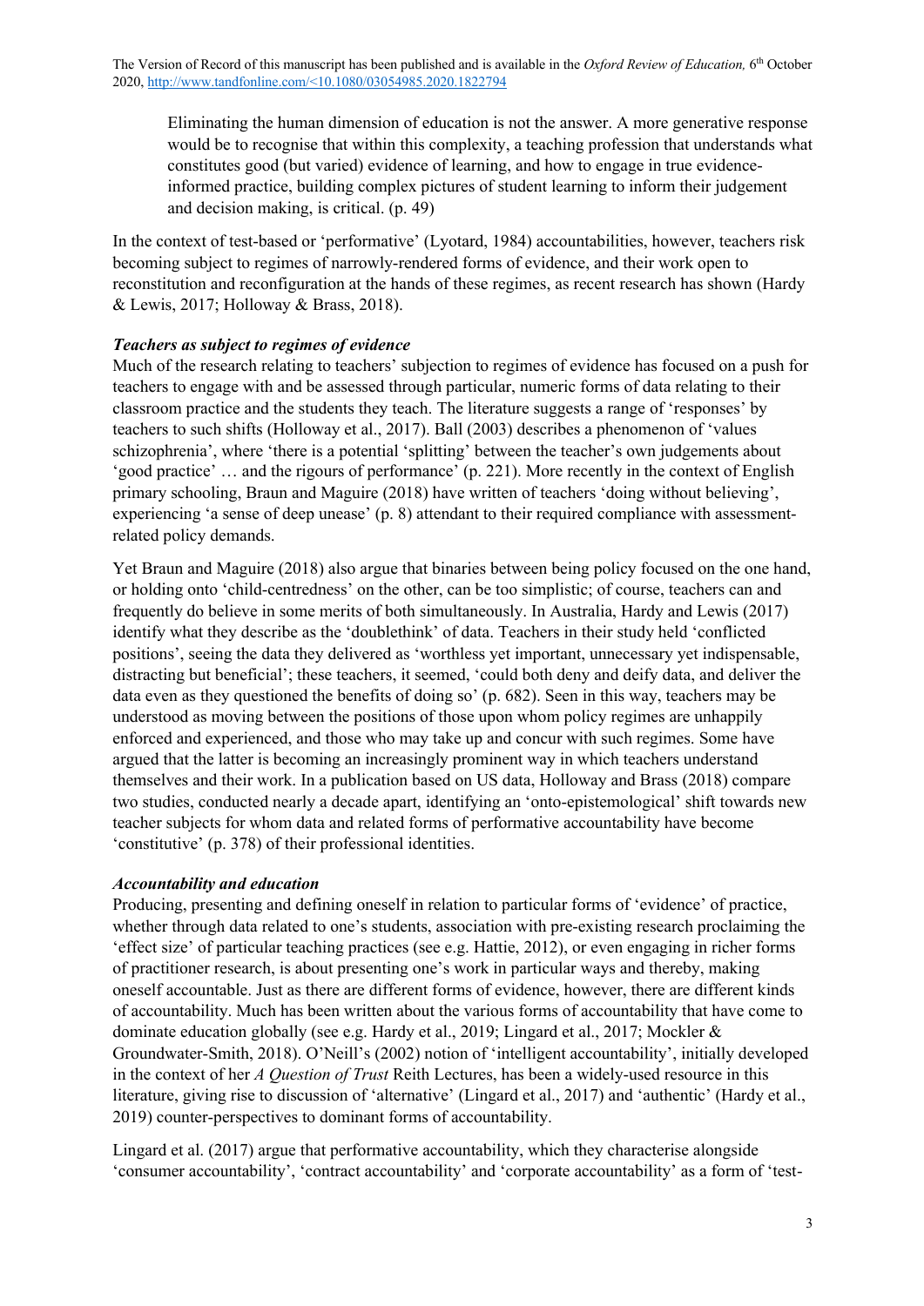> Eliminating the human dimension of education is not the answer. A more generative response would be to recognise that within this complexity, a teaching profession that understands what constitutes good (but varied) evidence of learning, and how to engage in true evidence-informed practice, building complex pictures of student learning to inform their judgement and decision making, is critical. (p. 49)

In the context of test-based or 'performative' (Lyotard, 1984) accountabilities, however, teachers risk becoming subject to regimes of narrowly-rendered forms of evidence, and their work open to reconstitution and reconfiguration at the hands of these regimes, as recent research has shown (Hardy & Lewis, 2017; Holloway & Brass, 2018).

### *Teachers as subject to regimes of evidence*

Much of the research relating to teachers' subjection to regimes of evidence has focused on a push for teachers to engage with and be assessed through particular, numeric forms of data relating to their classroom practice and the students they teach. The literature suggests a range of 'responses' by teachers to such shifts (Holloway et al., 2017). Ball (2003) describes a phenomenon of 'values schizophrenia', where 'there is a potential 'splitting' between the teacher's own judgements about 'good practice' … and the rigours of performance' (p. 221). More recently in the context of English primary schooling, Braun and Maguire (2018) have written of teachers 'doing without believing', experiencing 'a sense of deep unease' (p. 8) attendant to their required compliance with assessment-related policy demands.

Yet Braun and Maguire (2018) also argue that binaries between being policy focused on the one hand, or holding onto 'child-centredness' on the other, can be too simplistic; of course, teachers can and frequently do believe in some merits of both simultaneously. In Australia, Hardy and Lewis (2017) identify what they describe as the 'doublethink' of data. Teachers in their study held 'conflicted positions', seeing the data they delivered as 'worthless yet important, unnecessary yet indispensable, distracting but beneficial'; these teachers, it seemed, 'could both deny and deify data, and deliver the data even as they questioned the benefits of doing so' (p. 682). Seen in this way, teachers may be understood as moving between the positions of those upon whom policy regimes are unhappily enforced and experienced, and those who may take up and concur with such regimes. Some have argued that the latter is becoming an increasingly prominent way in which teachers understand themselves and their work. In a publication based on US data, Holloway and Brass (2018) compare two studies, conducted nearly a decade apart, identifying an 'onto-epistemological' shift towards new teacher subjects for whom data and related forms of performative accountability have become 'constitutive' (p. 378) of their professional identities.

### *Accountability and education*

Producing, presenting and defining oneself in relation to particular forms of 'evidence' of practice, whether through data related to one's students, association with pre-existing research proclaiming the 'effect size' of particular teaching practices (see e.g. Hattie, 2012), or even engaging in richer forms of practitioner research, is about presenting one's work in particular ways and thereby, making oneself accountable. Just as there are different forms of evidence, however, there are different kinds of accountability. Much has been written about the various forms of accountability that have come to dominate education globally (see e.g. Hardy et al., 2019; Lingard et al., 2017; Mockler & Groundwater-Smith, 2018). O'Neill's (2002) notion of 'intelligent accountability', initially developed in the context of her *A Question of Trust* Reith Lectures, has been a widely-used resource in this literature, giving rise to discussion of 'alternative' (Lingard et al., 2017) and 'authentic' (Hardy et al., 2019) counter-perspectives to dominant forms of accountability.

Lingard et al. (2017) argue that performative accountability, which they characterise alongside 'consumer accountability', 'contract accountability' and 'corporate accountability' as a form of 'test-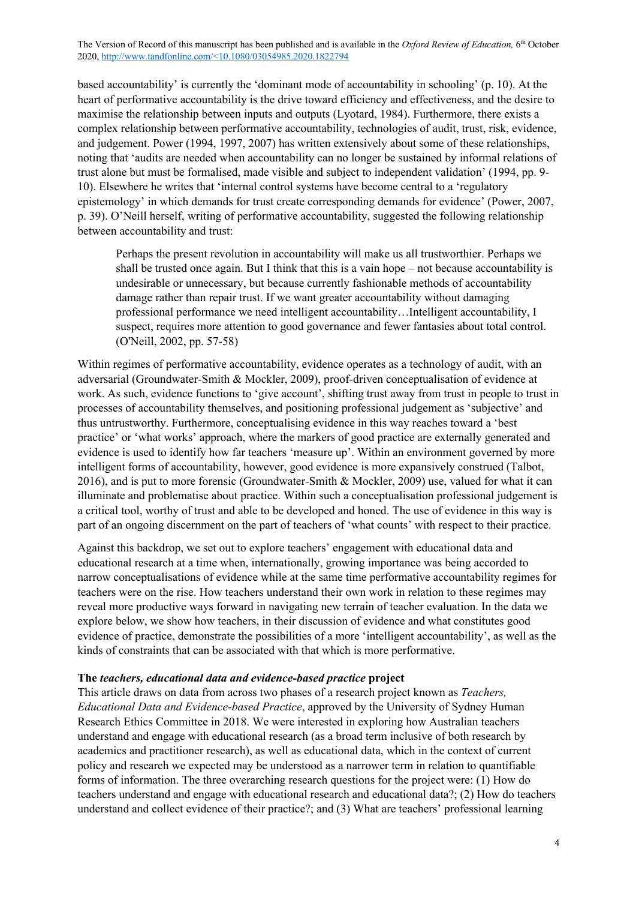based accountability' is currently the 'dominant mode of accountability in schooling' (p. 10). At the heart of performative accountability is the drive toward efficiency and effectiveness, and the desire to maximise the relationship between inputs and outputs (Lyotard, 1984). Furthermore, there exists a complex relationship between performative accountability, technologies of audit, trust, risk, evidence, and judgement. Power (1994, 1997, 2007) has written extensively about some of these relationships, noting that 'audits are needed when accountability can no longer be sustained by informal relations of trust alone but must be formalised, made visible and subject to independent validation' (1994, pp. 9-10). Elsewhere he writes that 'internal control systems have become central to a 'regulatory epistemology' in which demands for trust create corresponding demands for evidence' (Power, 2007, p. 39). O'Neill herself, writing of performative accountability, suggested the following relationship between accountability and trust:

> Perhaps the present revolution in accountability will make us all trustworthier. Perhaps we shall be trusted once again. But I think that this is a vain hope – not because accountability is undesirable or unnecessary, but because currently fashionable methods of accountability damage rather than repair trust. If we want greater accountability without damaging professional performance we need intelligent accountability…Intelligent accountability, I suspect, requires more attention to good governance and fewer fantasies about total control. (O'Neill, 2002, pp. 57-58)

Within regimes of performative accountability, evidence operates as a technology of audit, with an adversarial (Groundwater-Smith & Mockler, 2009), proof-driven conceptualisation of evidence at work. As such, evidence functions to 'give account', shifting trust away from trust in people to trust in processes of accountability themselves, and positioning professional judgement as 'subjective' and thus untrustworthy. Furthermore, conceptualising evidence in this way reaches toward a 'best practice' or 'what works' approach, where the markers of good practice are externally generated and evidence is used to identify how far teachers 'measure up'. Within an environment governed by more intelligent forms of accountability, however, good evidence is more expansively construed (Talbot, 2016), and is put to more forensic (Groundwater-Smith & Mockler, 2009) use, valued for what it can illuminate and problematise about practice. Within such a conceptualisation professional judgement is a critical tool, worthy of trust and able to be developed and honed. The use of evidence in this way is part of an ongoing discernment on the part of teachers of 'what counts' with respect to their practice.

Against this backdrop, we set out to explore teachers' engagement with educational data and educational research at a time when, internationally, growing importance was being accorded to narrow conceptualisations of evidence while at the same time performative accountability regimes for teachers were on the rise. How teachers understand their own work in relation to these regimes may reveal more productive ways forward in navigating new terrain of teacher evaluation. In the data we explore below, we show how teachers, in their discussion of evidence and what constitutes good evidence of practice, demonstrate the possibilities of a more 'intelligent accountability', as well as the kinds of constraints that can be associated with that which is more performative.

**The *teachers, educational data and evidence-based practice* project**

This article draws on data from across two phases of a research project known as *Teachers, Educational Data and Evidence-based Practice*, approved by the University of Sydney Human Research Ethics Committee in 2018. We were interested in exploring how Australian teachers understand and engage with educational research (as a broad term inclusive of both research by academics and practitioner research), as well as educational data, which in the context of current policy and research we expected may be understood as a narrower term in relation to quantifiable forms of information. The three overarching research questions for the project were: (1) How do teachers understand and engage with educational research and educational data?; (2) How do teachers understand and collect evidence of their practice?; and (3) What are teachers' professional learning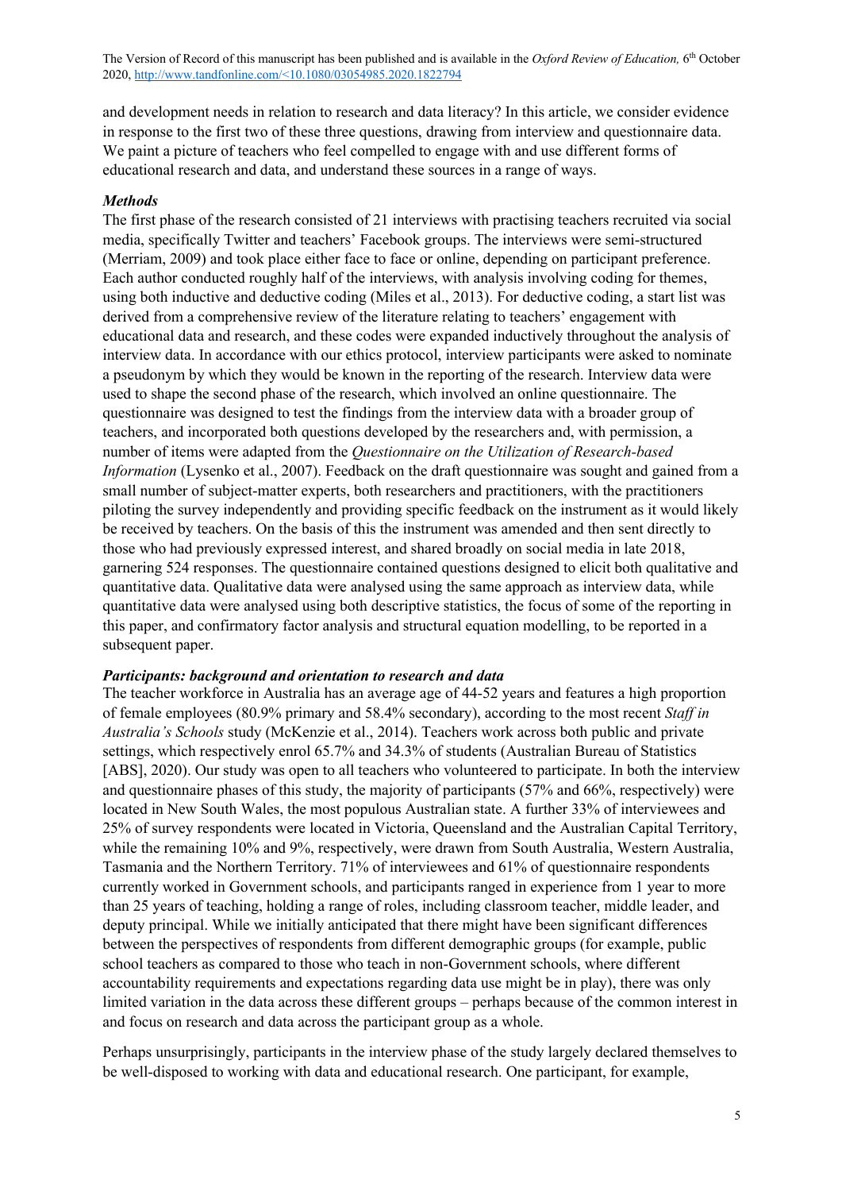and development needs in relation to research and data literacy? In this article, we consider evidence in response to the first two of these three questions, drawing from interview and questionnaire data. We paint a picture of teachers who feel compelled to engage with and use different forms of educational research and data, and understand these sources in a range of ways.

### *Methods*

The first phase of the research consisted of 21 interviews with practising teachers recruited via social media, specifically Twitter and teachers' Facebook groups. The interviews were semi-structured (Merriam, 2009) and took place either face to face or online, depending on participant preference. Each author conducted roughly half of the interviews, with analysis involving coding for themes, using both inductive and deductive coding (Miles et al., 2013). For deductive coding, a start list was derived from a comprehensive review of the literature relating to teachers' engagement with educational data and research, and these codes were expanded inductively throughout the analysis of interview data. In accordance with our ethics protocol, interview participants were asked to nominate a pseudonym by which they would be known in the reporting of the research. Interview data were used to shape the second phase of the research, which involved an online questionnaire. The questionnaire was designed to test the findings from the interview data with a broader group of teachers, and incorporated both questions developed by the researchers and, with permission, a number of items were adapted from the *Questionnaire on the Utilization of Research-based Information* (Lysenko et al., 2007). Feedback on the draft questionnaire was sought and gained from a small number of subject-matter experts, both researchers and practitioners, with the practitioners piloting the survey independently and providing specific feedback on the instrument as it would likely be received by teachers. On the basis of this the instrument was amended and then sent directly to those who had previously expressed interest, and shared broadly on social media in late 2018, garnering 524 responses. The questionnaire contained questions designed to elicit both qualitative and quantitative data. Qualitative data were analysed using the same approach as interview data, while quantitative data were analysed using both descriptive statistics, the focus of some of the reporting in this paper, and confirmatory factor analysis and structural equation modelling, to be reported in a subsequent paper.

### *Participants: background and orientation to research and data*

The teacher workforce in Australia has an average age of 44-52 years and features a high proportion of female employees (80.9% primary and 58.4% secondary), according to the most recent *Staff in Australia's Schools* study (McKenzie et al., 2014). Teachers work across both public and private settings, which respectively enrol 65.7% and 34.3% of students (Australian Bureau of Statistics [ABS], 2020). Our study was open to all teachers who volunteered to participate. In both the interview and questionnaire phases of this study, the majority of participants (57% and 66%, respectively) were located in New South Wales, the most populous Australian state. A further 33% of interviewees and 25% of survey respondents were located in Victoria, Queensland and the Australian Capital Territory, while the remaining 10% and 9%, respectively, were drawn from South Australia, Western Australia, Tasmania and the Northern Territory. 71% of interviewees and 61% of questionnaire respondents currently worked in Government schools, and participants ranged in experience from 1 year to more than 25 years of teaching, holding a range of roles, including classroom teacher, middle leader, and deputy principal. While we initially anticipated that there might have been significant differences between the perspectives of respondents from different demographic groups (for example, public school teachers as compared to those who teach in non-Government schools, where different accountability requirements and expectations regarding data use might be in play), there was only limited variation in the data across these different groups – perhaps because of the common interest in and focus on research and data across the participant group as a whole.

Perhaps unsurprisingly, participants in the interview phase of the study largely declared themselves to be well-disposed to working with data and educational research. One participant, for example,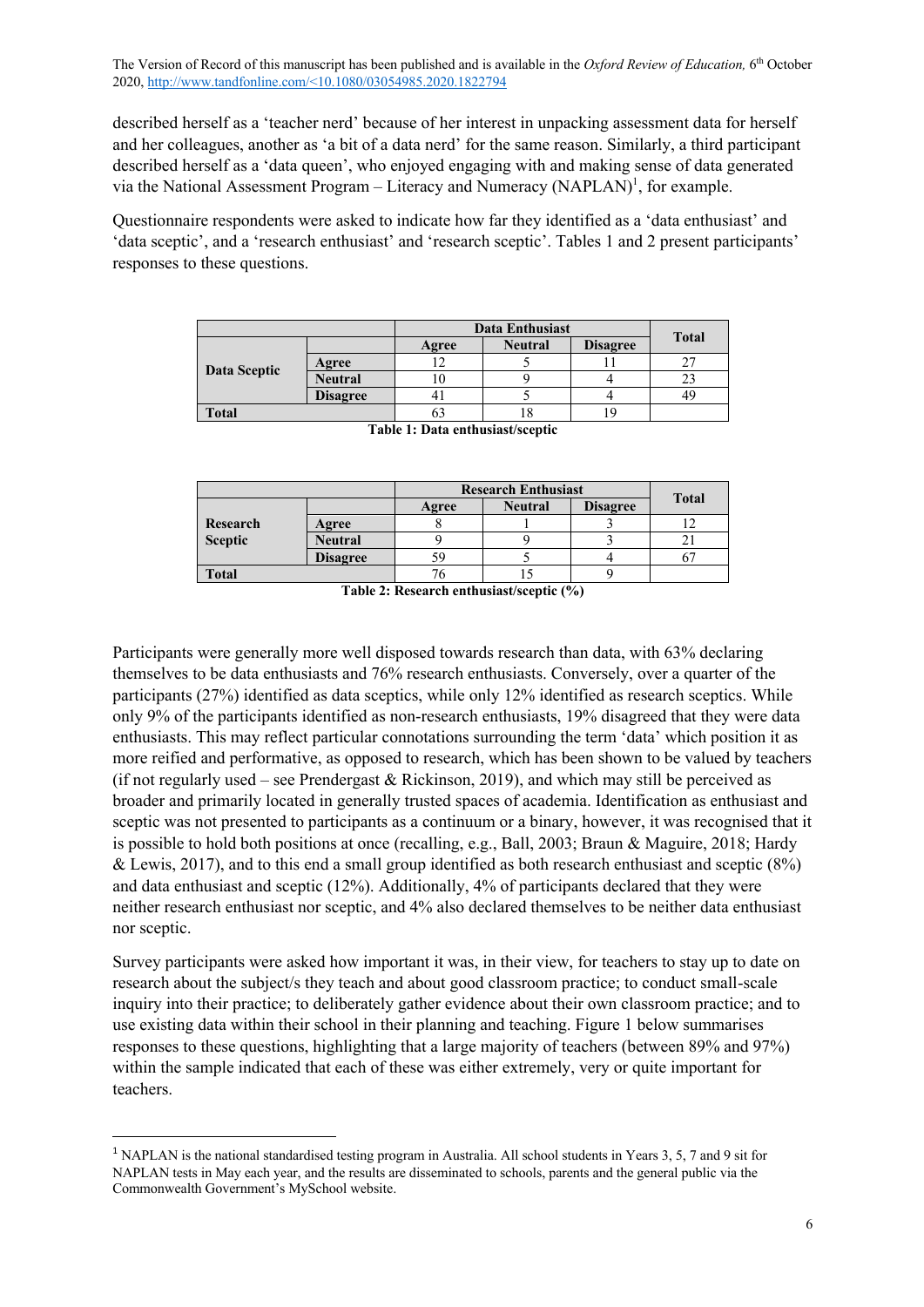described herself as a 'teacher nerd' because of her interest in unpacking assessment data for herself and her colleagues, another as 'a bit of a data nerd' for the same reason. Similarly, a third participant described herself as a 'data queen', who enjoyed engaging with and making sense of data generated via the National Assessment Program – Literacy and Numeracy (NAPLAN)[1], for example.

Questionnaire respondents were asked to indicate how far they identified as a 'data enthusiast' and 'data sceptic', and a 'research enthusiast' and 'research sceptic'. Tables 1 and 2 present participants' responses to these questions.

| | | **Data Enthusiast** | | | **Total** |
|---|---|---|---|---|---|
| | | **Agree** | **Neutral** | **Disagree** | |
| **Data Sceptic** | **Agree** | 12 | 5 | 11 | 27 |
| | **Neutral** | 10 | 9 | 4 | 23 |
| | **Disagree** | 41 | 5 | 4 | 49 |
| **Total** | | 63 | 18 | 19 | |

**Table 1: Data enthusiast/sceptic**

| | | **Research Enthusiast** | | | **Total** |
|---|---|---|---|---|---|
| | | **Agree** | **Neutral** | **Disagree** | |
| **Research Sceptic** | **Agree** | 8 | 1 | 3 | 12 |
| | **Neutral** | 9 | 9 | 3 | 21 |
| | **Disagree** | 59 | 5 | 4 | 67 |
| **Total** | | 76 | 15 | 9 | |

**Table 2: Research enthusiast/sceptic (%)**

Participants were generally more well disposed towards research than data, with 63% declaring themselves to be data enthusiasts and 76% research enthusiasts. Conversely, over a quarter of the participants (27%) identified as data sceptics, while only 12% identified as research sceptics. While only 9% of the participants identified as non-research enthusiasts, 19% disagreed that they were data enthusiasts. This may reflect particular connotations surrounding the term 'data' which position it as more reified and performative, as opposed to research, which has been shown to be valued by teachers (if not regularly used – see Prendergast & Rickinson, 2019), and which may still be perceived as broader and primarily located in generally trusted spaces of academia. Identification as enthusiast and sceptic was not presented to participants as a continuum or a binary, however, it was recognised that it is possible to hold both positions at once (recalling, e.g., Ball, 2003; Braun & Maguire, 2018; Hardy & Lewis, 2017), and to this end a small group identified as both research enthusiast and sceptic (8%) and data enthusiast and sceptic (12%). Additionally, 4% of participants declared that they were neither research enthusiast nor sceptic, and 4% also declared themselves to be neither data enthusiast nor sceptic.

Survey participants were asked how important it was, in their view, for teachers to stay up to date on research about the subject/s they teach and about good classroom practice; to conduct small-scale inquiry into their practice; to deliberately gather evidence about their own classroom practice; and to use existing data within their school in their planning and teaching. Figure 1 below summarises responses to these questions, highlighting that a large majority of teachers (between 89% and 97%) within the sample indicated that each of these was either extremely, very or quite important for teachers.

[1] NAPLAN is the national standardised testing program in Australia. All school students in Years 3, 5, 7 and 9 sit for NAPLAN tests in May each year, and the results are disseminated to schools, parents and the general public via the Commonwealth Government's MySchool website.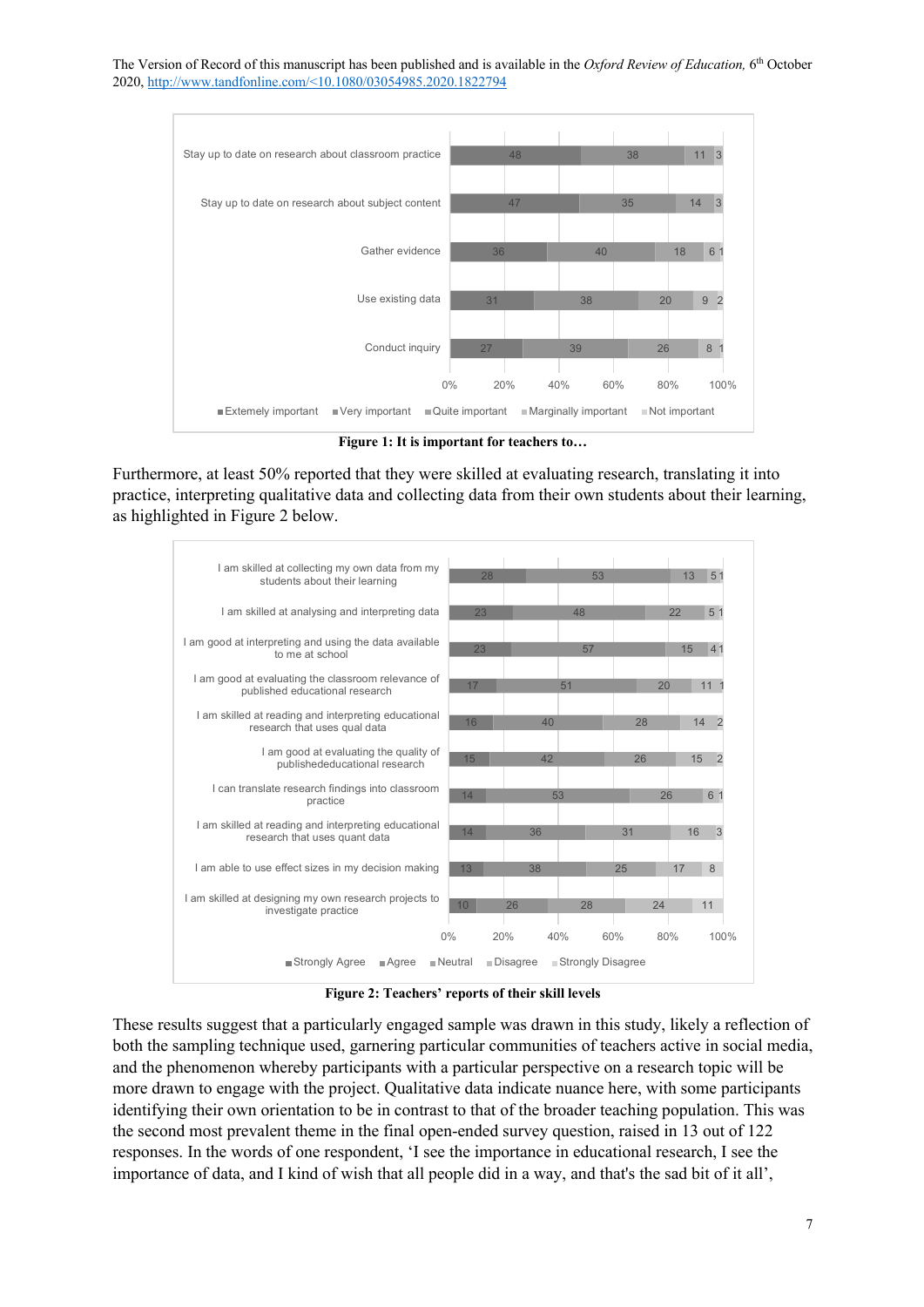| | Extemely important | Very important | Quite important | Marginally important | Not important |
|---|---|---|---|---|---|
| Stay up to date on research about classroom practice | 48 | 38 | 11 | 3 | |
| Stay up to date on research about subject content | 47 | 35 | 14 | 3 | |
| Gather evidence | 36 | 40 | 18 | 6 | 1 |
| Use existing data | 31 | 38 | 20 | 9 | 2 |
| Conduct inquiry | 27 | 39 | 26 | 8 | 1 |

**Figure 1: It is important for teachers to…**

Furthermore, at least 50% reported that they were skilled at evaluating research, translating it into practice, interpreting qualitative data and collecting data from their own students about their learning, as highlighted in Figure 2 below.

| | Strongly Agree | Agree | Neutral | Disagree | Strongly Disagree |
|---|---|---|---|---|---|
| I am skilled at collecting my own data from my students about their learning | 28 | 53 | 13 | 5 | 1 |
| I am skilled at analysing and interpreting data | 23 | 48 | 22 | 5 | 1 |
| I am good at interpreting and using the data available to me at school | 23 | 57 | 15 | 4 | 1 |
| I am good at evaluating the classroom relevance of published educational research | 17 | 51 | 20 | 11 | 1 |
| I am skilled at reading and interpreting educational research that uses qual data | 16 | 40 | 28 | 14 | 2 |
| I am good at evaluating the quality of publishededucational research | 15 | 42 | 26 | 15 | 2 |
| I can translate research findings into classroom practice | 14 | 53 | 26 | 6 | 1 |
| I am skilled at reading and interpreting educational research that uses quant data | 14 | 36 | 31 | 16 | 3 |
| I am able to use effect sizes in my decision making | 13 | 38 | 25 | 17 | 8 |
| I am skilled at designing my own research projects to investigate practice | 10 | 26 | 28 | 24 | 11 |

**Figure 2: Teachers' reports of their skill levels**

These results suggest that a particularly engaged sample was drawn in this study, likely a reflection of both the sampling technique used, garnering particular communities of teachers active in social media, and the phenomenon whereby participants with a particular perspective on a research topic will be more drawn to engage with the project. Qualitative data indicate nuance here, with some participants identifying their own orientation to be in contrast to that of the broader teaching population. This was the second most prevalent theme in the final open-ended survey question, raised in 13 out of 122 responses. In the words of one respondent, 'I see the importance in educational research, I see the importance of data, and I kind of wish that all people did in a way, and that's the sad bit of it all',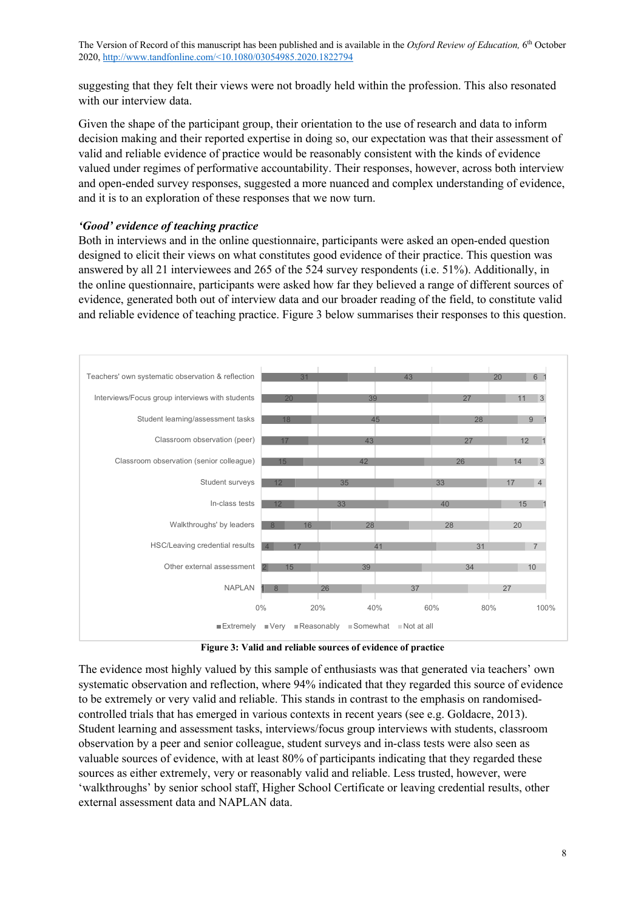suggesting that they felt their views were not broadly held within the profession. This also resonated with our interview data.

Given the shape of the participant group, their orientation to the use of research and data to inform decision making and their reported expertise in doing so, our expectation was that their assessment of valid and reliable evidence of practice would be reasonably consistent with the kinds of evidence valued under regimes of performative accountability. Their responses, however, across both interview and open-ended survey responses, suggested a more nuanced and complex understanding of evidence, and it is to an exploration of these responses that we now turn.

### *'Good' evidence of teaching practice*

Both in interviews and in the online questionnaire, participants were asked an open-ended question designed to elicit their views on what constitutes good evidence of their practice. This question was answered by all 21 interviewees and 265 of the 524 survey respondents (i.e. 51%). Additionally, in the online questionnaire, participants were asked how far they believed a range of different sources of evidence, generated both out of interview data and our broader reading of the field, to constitute valid and reliable evidence of teaching practice. Figure 3 below summarises their responses to this question.

| | Extremely | Very | Reasonably | Somewhat | Not at all |
|---|---|---|---|---|---|
| Teachers' own systematic observation & reflection | 31 | 43 | 20 | 6 | 1 |
| Interviews/Focus group interviews with students | 20 | 39 | 27 | 11 | 3 |
| Student learning/assessment tasks | 18 | 45 | 28 | 9 | 1 |
| Classroom observation (peer) | 17 | 43 | 27 | 12 | 1 |
| Classroom observation (senior colleague) | 15 | 42 | 26 | 14 | 3 |
| Student surveys | 12 | 35 | 33 | 17 | 4 |
| In-class tests | 12 | 33 | 40 | 15 | 1 |
| Walkthroughs' by leaders | 8 | 16 | 28 | 28 | 20 |
| HSC/Leaving credential results | 4 | 17 | 41 | 31 | 7 |
| Other external assessment | 2 | 15 | 39 | 34 | 10 |
| NAPLAN | 1 | 8 | 26 | 37 | 27 |

**Figure 3: Valid and reliable sources of evidence of practice**

The evidence most highly valued by this sample of enthusiasts was that generated via teachers' own systematic observation and reflection, where 94% indicated that they regarded this source of evidence to be extremely or very valid and reliable. This stands in contrast to the emphasis on randomised-controlled trials that has emerged in various contexts in recent years (see e.g. Goldacre, 2013). Student learning and assessment tasks, interviews/focus group interviews with students, classroom observation by a peer and senior colleague, student surveys and in-class tests were also seen as valuable sources of evidence, with at least 80% of participants indicating that they regarded these sources as either extremely, very or reasonably valid and reliable. Less trusted, however, were 'walkthroughs' by senior school staff, Higher School Certificate or leaving credential results, other external assessment data and NAPLAN data.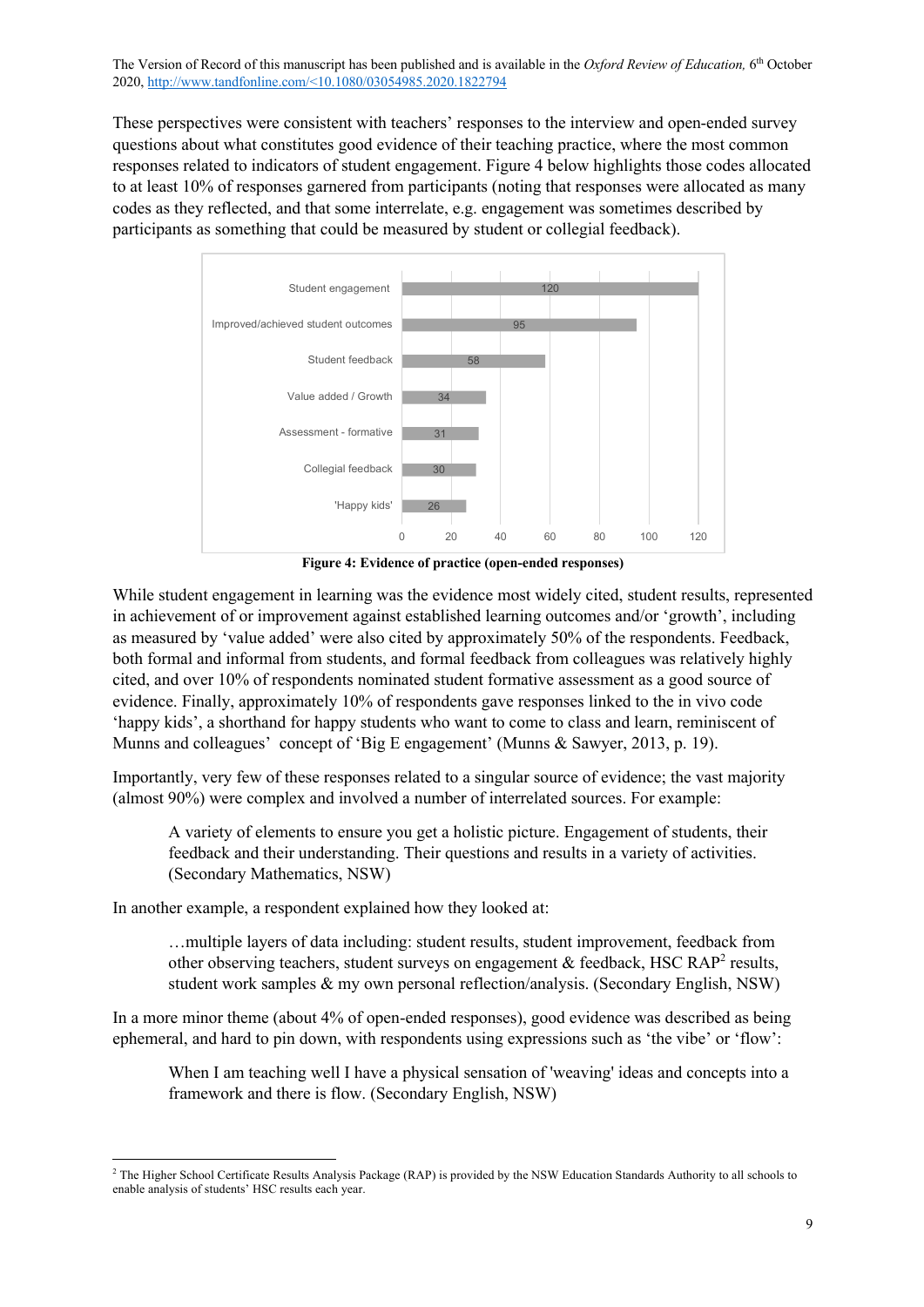These perspectives were consistent with teachers' responses to the interview and open-ended survey questions about what constitutes good evidence of their teaching practice, where the most common responses related to indicators of student engagement. Figure 4 below highlights those codes allocated to at least 10% of responses garnered from participants (noting that responses were allocated as many codes as they reflected, and that some interrelate, e.g. engagement was sometimes described by participants as something that could be measured by student or collegial feedback).

| Code | Responses |
| --- | --- |
| Student engagement | 120 |
| Improved/achieved student outcomes | 95 |
| Student feedback | 58 |
| Value added / Growth | 34 |
| Assessment - formative | 31 |
| Collegial feedback | 30 |
| 'Happy kids' | 26 |

**Figure 4: Evidence of practice (open-ended responses)**

While student engagement in learning was the evidence most widely cited, student results, represented in achievement of or improvement against established learning outcomes and/or 'growth', including as measured by 'value added' were also cited by approximately 50% of the respondents. Feedback, both formal and informal from students, and formal feedback from colleagues was relatively highly cited, and over 10% of respondents nominated student formative assessment as a good source of evidence. Finally, approximately 10% of respondents gave responses linked to the in vivo code 'happy kids', a shorthand for happy students who want to come to class and learn, reminiscent of Munns and colleagues' concept of 'Big E engagement' (Munns & Sawyer, 2013, p. 19).

Importantly, very few of these responses related to a singular source of evidence; the vast majority (almost 90%) were complex and involved a number of interrelated sources. For example:

> A variety of elements to ensure you get a holistic picture. Engagement of students, their feedback and their understanding. Their questions and results in a variety of activities. (Secondary Mathematics, NSW)

In another example, a respondent explained how they looked at:

> …multiple layers of data including: student results, student improvement, feedback from other observing teachers, student surveys on engagement & feedback, HSC RAP[2] results, student work samples & my own personal reflection/analysis. (Secondary English, NSW)

In a more minor theme (about 4% of open-ended responses), good evidence was described as being ephemeral, and hard to pin down, with respondents using expressions such as 'the vibe' or 'flow':

> When I am teaching well I have a physical sensation of 'weaving' ideas and concepts into a framework and there is flow. (Secondary English, NSW)

[2] The Higher School Certificate Results Analysis Package (RAP) is provided by the NSW Education Standards Authority to all schools to enable analysis of students' HSC results each year.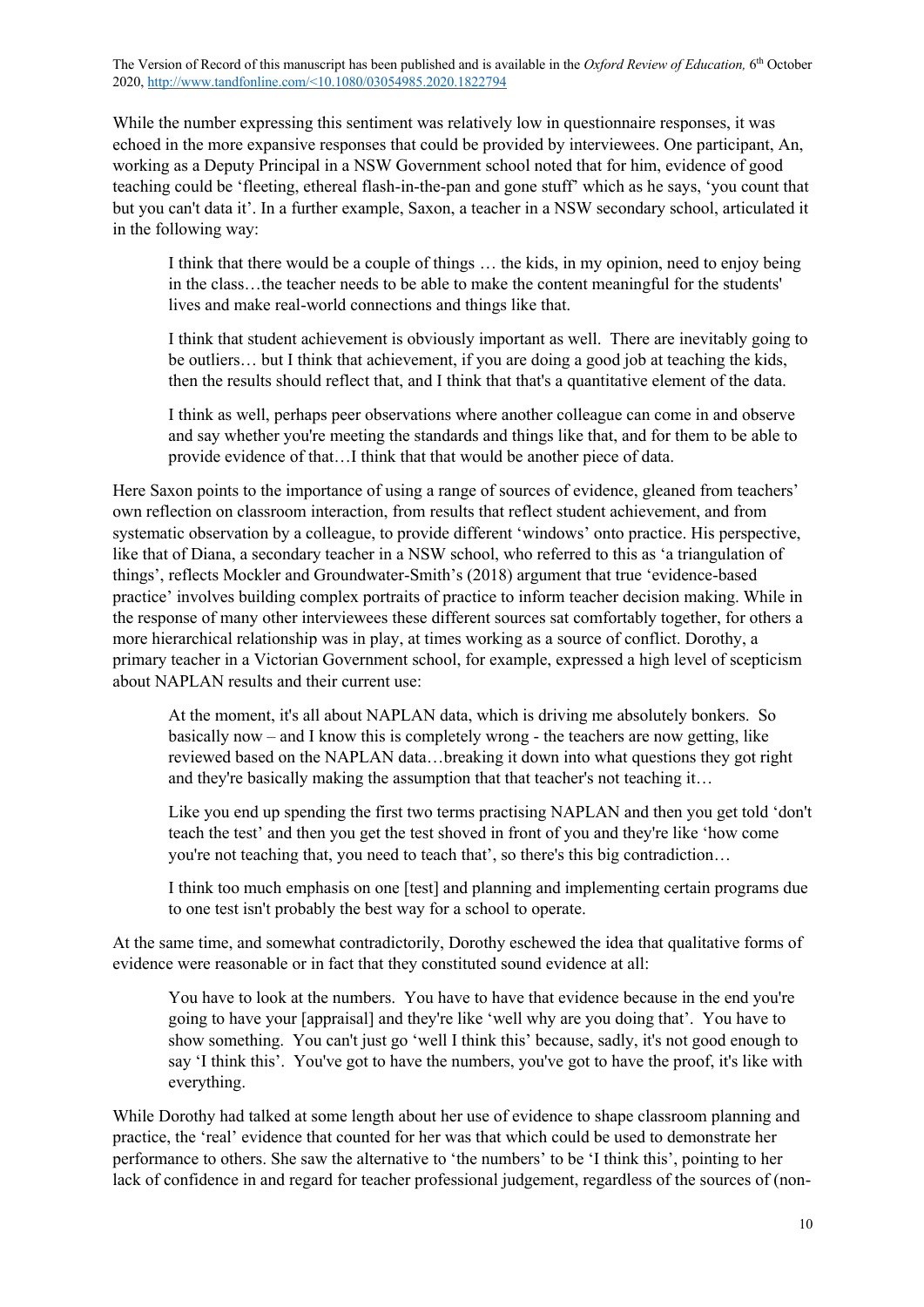While the number expressing this sentiment was relatively low in questionnaire responses, it was echoed in the more expansive responses that could be provided by interviewees. One participant, An, working as a Deputy Principal in a NSW Government school noted that for him, evidence of good teaching could be 'fleeting, ethereal flash-in-the-pan and gone stuff' which as he says, 'you count that but you can't data it'. In a further example, Saxon, a teacher in a NSW secondary school, articulated it in the following way:

> I think that there would be a couple of things … the kids, in my opinion, need to enjoy being in the class…the teacher needs to be able to make the content meaningful for the students' lives and make real-world connections and things like that.
>
> I think that student achievement is obviously important as well. There are inevitably going to be outliers… but I think that achievement, if you are doing a good job at teaching the kids, then the results should reflect that, and I think that that's a quantitative element of the data.
>
> I think as well, perhaps peer observations where another colleague can come in and observe and say whether you're meeting the standards and things like that, and for them to be able to provide evidence of that…I think that that would be another piece of data.

Here Saxon points to the importance of using a range of sources of evidence, gleaned from teachers' own reflection on classroom interaction, from results that reflect student achievement, and from systematic observation by a colleague, to provide different 'windows' onto practice. His perspective, like that of Diana, a secondary teacher in a NSW school, who referred to this as 'a triangulation of things', reflects Mockler and Groundwater-Smith's (2018) argument that true 'evidence-based practice' involves building complex portraits of practice to inform teacher decision making. While in the response of many other interviewees these different sources sat comfortably together, for others a more hierarchical relationship was in play, at times working as a source of conflict. Dorothy, a primary teacher in a Victorian Government school, for example, expressed a high level of scepticism about NAPLAN results and their current use:

> At the moment, it's all about NAPLAN data, which is driving me absolutely bonkers. So basically now – and I know this is completely wrong - the teachers are now getting, like reviewed based on the NAPLAN data…breaking it down into what questions they got right and they're basically making the assumption that that teacher's not teaching it…
>
> Like you end up spending the first two terms practising NAPLAN and then you get told 'don't teach the test' and then you get the test shoved in front of you and they're like 'how come you're not teaching that, you need to teach that', so there's this big contradiction…
>
> I think too much emphasis on one [test] and planning and implementing certain programs due to one test isn't probably the best way for a school to operate.

At the same time, and somewhat contradictorily, Dorothy eschewed the idea that qualitative forms of evidence were reasonable or in fact that they constituted sound evidence at all:

> You have to look at the numbers. You have to have that evidence because in the end you're going to have your [appraisal] and they're like 'well why are you doing that'. You have to show something. You can't just go 'well I think this' because, sadly, it's not good enough to say 'I think this'. You've got to have the numbers, you've got to have the proof, it's like with everything.

While Dorothy had talked at some length about her use of evidence to shape classroom planning and practice, the 'real' evidence that counted for her was that which could be used to demonstrate her performance to others. She saw the alternative to 'the numbers' to be 'I think this', pointing to her lack of confidence in and regard for teacher professional judgement, regardless of the sources of (non-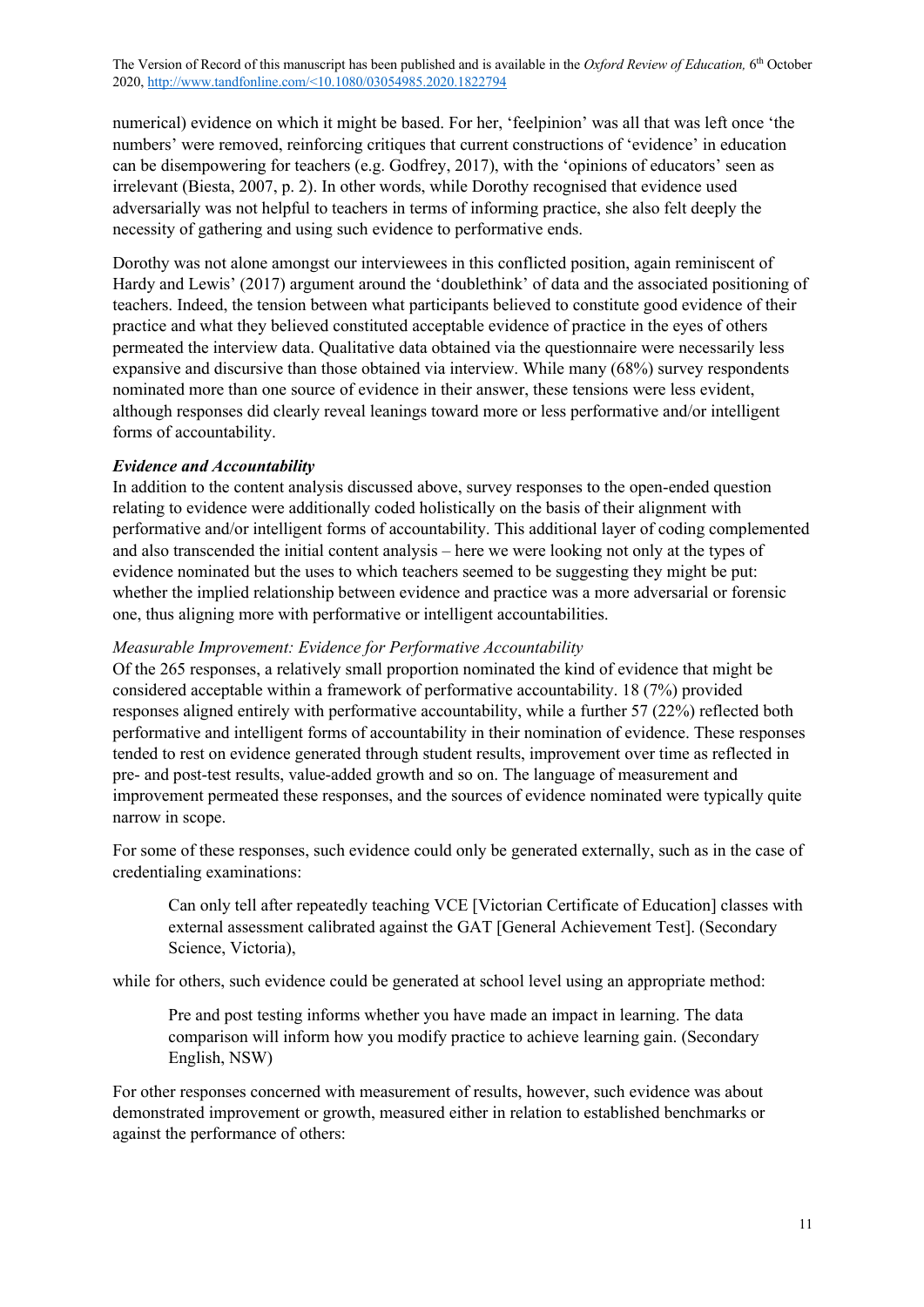numerical) evidence on which it might be based. For her, 'feelpinion' was all that was left once 'the numbers' were removed, reinforcing critiques that current constructions of 'evidence' in education can be disempowering for teachers (e.g. Godfrey, 2017), with the 'opinions of educators' seen as irrelevant (Biesta, 2007, p. 2). In other words, while Dorothy recognised that evidence used adversarially was not helpful to teachers in terms of informing practice, she also felt deeply the necessity of gathering and using such evidence to performative ends.

Dorothy was not alone amongst our interviewees in this conflicted position, again reminiscent of Hardy and Lewis' (2017) argument around the 'doublethink' of data and the associated positioning of teachers. Indeed, the tension between what participants believed to constitute good evidence of their practice and what they believed constituted acceptable evidence of practice in the eyes of others permeated the interview data. Qualitative data obtained via the questionnaire were necessarily less expansive and discursive than those obtained via interview. While many (68%) survey respondents nominated more than one source of evidence in their answer, these tensions were less evident, although responses did clearly reveal leanings toward more or less performative and/or intelligent forms of accountability.

### *Evidence and Accountability*

In addition to the content analysis discussed above, survey responses to the open-ended question relating to evidence were additionally coded holistically on the basis of their alignment with performative and/or intelligent forms of accountability. This additional layer of coding complemented and also transcended the initial content analysis – here we were looking not only at the types of evidence nominated but the uses to which teachers seemed to be suggesting they might be put: whether the implied relationship between evidence and practice was a more adversarial or forensic one, thus aligning more with performative or intelligent accountabilities.

#### *Measurable Improvement: Evidence for Performative Accountability*

Of the 265 responses, a relatively small proportion nominated the kind of evidence that might be considered acceptable within a framework of performative accountability. 18 (7%) provided responses aligned entirely with performative accountability, while a further 57 (22%) reflected both performative and intelligent forms of accountability in their nomination of evidence. These responses tended to rest on evidence generated through student results, improvement over time as reflected in pre- and post-test results, value-added growth and so on. The language of measurement and improvement permeated these responses, and the sources of evidence nominated were typically quite narrow in scope.

For some of these responses, such evidence could only be generated externally, such as in the case of credentialing examinations:

> Can only tell after repeatedly teaching VCE [Victorian Certificate of Education] classes with external assessment calibrated against the GAT [General Achievement Test]. (Secondary Science, Victoria),

while for others, such evidence could be generated at school level using an appropriate method:

> Pre and post testing informs whether you have made an impact in learning. The data comparison will inform how you modify practice to achieve learning gain. (Secondary English, NSW)

For other responses concerned with measurement of results, however, such evidence was about demonstrated improvement or growth, measured either in relation to established benchmarks or against the performance of others: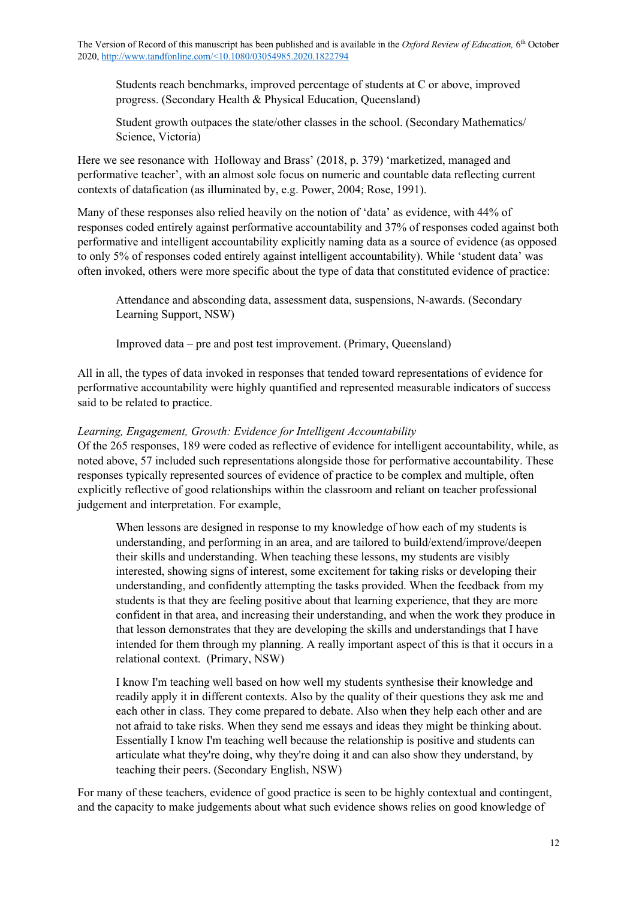Students reach benchmarks, improved percentage of students at C or above, improved progress. (Secondary Health & Physical Education, Queensland)

Student growth outpaces the state/other classes in the school. (Secondary Mathematics/ Science, Victoria)

Here we see resonance with Holloway and Brass' (2018, p. 379) 'marketized, managed and performative teacher', with an almost sole focus on numeric and countable data reflecting current contexts of datafication (as illuminated by, e.g. Power, 2004; Rose, 1991).

Many of these responses also relied heavily on the notion of 'data' as evidence, with 44% of responses coded entirely against performative accountability and 37% of responses coded against both performative and intelligent accountability explicitly naming data as a source of evidence (as opposed to only 5% of responses coded entirely against intelligent accountability). While 'student data' was often invoked, others were more specific about the type of data that constituted evidence of practice:

Attendance and absconding data, assessment data, suspensions, N-awards. (Secondary Learning Support, NSW)

Improved data – pre and post test improvement. (Primary, Queensland)

All in all, the types of data invoked in responses that tended toward representations of evidence for performative accountability were highly quantified and represented measurable indicators of success said to be related to practice.

*Learning, Engagement, Growth: Evidence for Intelligent Accountability*

Of the 265 responses, 189 were coded as reflective of evidence for intelligent accountability, while, as noted above, 57 included such representations alongside those for performative accountability. These responses typically represented sources of evidence of practice to be complex and multiple, often explicitly reflective of good relationships within the classroom and reliant on teacher professional judgement and interpretation. For example,

When lessons are designed in response to my knowledge of how each of my students is understanding, and performing in an area, and are tailored to build/extend/improve/deepen their skills and understanding. When teaching these lessons, my students are visibly interested, showing signs of interest, some excitement for taking risks or developing their understanding, and confidently attempting the tasks provided. When the feedback from my students is that they are feeling positive about that learning experience, that they are more confident in that area, and increasing their understanding, and when the work they produce in that lesson demonstrates that they are developing the skills and understandings that I have intended for them through my planning. A really important aspect of this is that it occurs in a relational context. (Primary, NSW)

I know I'm teaching well based on how well my students synthesise their knowledge and readily apply it in different contexts. Also by the quality of their questions they ask me and each other in class. They come prepared to debate. Also when they help each other and are not afraid to take risks. When they send me essays and ideas they might be thinking about. Essentially I know I'm teaching well because the relationship is positive and students can articulate what they're doing, why they're doing it and can also show they understand, by teaching their peers. (Secondary English, NSW)

For many of these teachers, evidence of good practice is seen to be highly contextual and contingent, and the capacity to make judgements about what such evidence shows relies on good knowledge of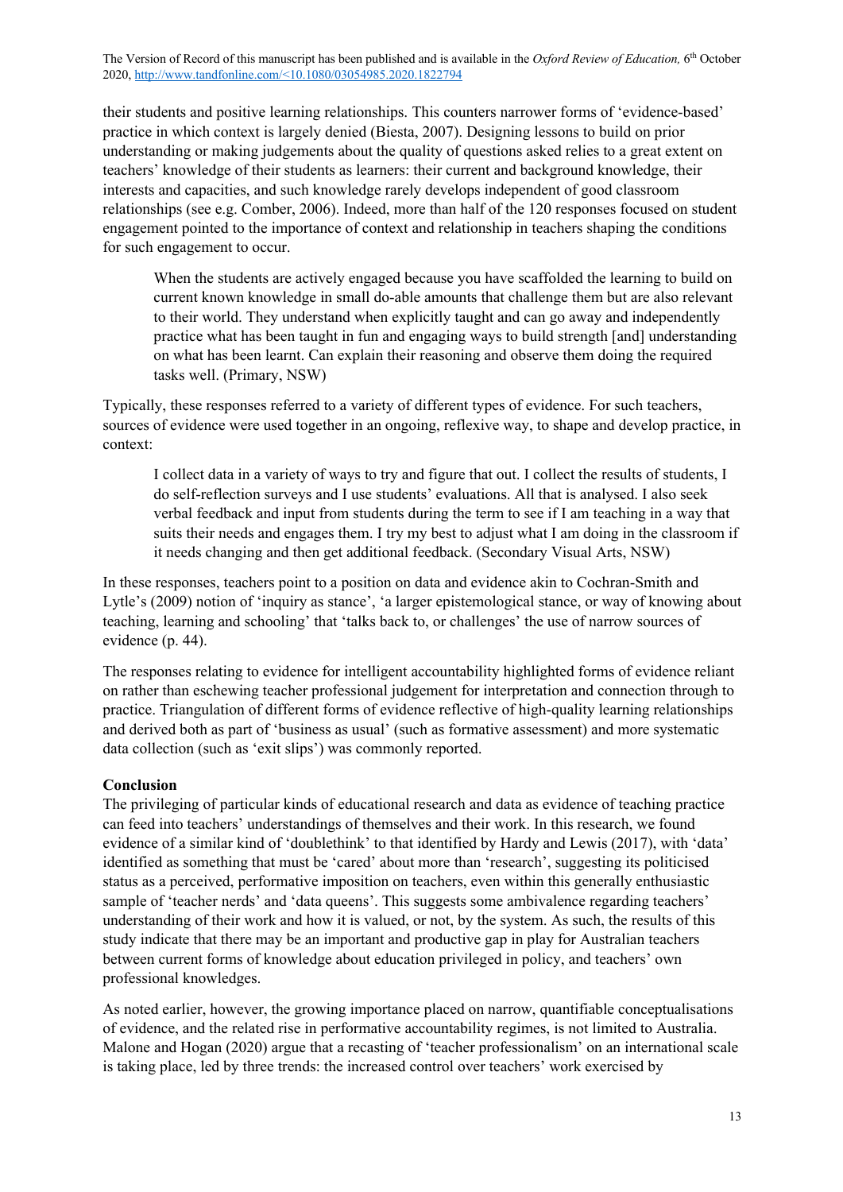their students and positive learning relationships. This counters narrower forms of 'evidence-based' practice in which context is largely denied (Biesta, 2007). Designing lessons to build on prior understanding or making judgements about the quality of questions asked relies to a great extent on teachers' knowledge of their students as learners: their current and background knowledge, their interests and capacities, and such knowledge rarely develops independent of good classroom relationships (see e.g. Comber, 2006). Indeed, more than half of the 120 responses focused on student engagement pointed to the importance of context and relationship in teachers shaping the conditions for such engagement to occur.

> When the students are actively engaged because you have scaffolded the learning to build on current known knowledge in small do-able amounts that challenge them but are also relevant to their world. They understand when explicitly taught and can go away and independently practice what has been taught in fun and engaging ways to build strength [and] understanding on what has been learnt. Can explain their reasoning and observe them doing the required tasks well. (Primary, NSW)

Typically, these responses referred to a variety of different types of evidence. For such teachers, sources of evidence were used together in an ongoing, reflexive way, to shape and develop practice, in context:

> I collect data in a variety of ways to try and figure that out. I collect the results of students, I do self-reflection surveys and I use students' evaluations. All that is analysed. I also seek verbal feedback and input from students during the term to see if I am teaching in a way that suits their needs and engages them. I try my best to adjust what I am doing in the classroom if it needs changing and then get additional feedback. (Secondary Visual Arts, NSW)

In these responses, teachers point to a position on data and evidence akin to Cochran-Smith and Lytle's (2009) notion of 'inquiry as stance', 'a larger epistemological stance, or way of knowing about teaching, learning and schooling' that 'talks back to, or challenges' the use of narrow sources of evidence (p. 44).

The responses relating to evidence for intelligent accountability highlighted forms of evidence reliant on rather than eschewing teacher professional judgement for interpretation and connection through to practice. Triangulation of different forms of evidence reflective of high-quality learning relationships and derived both as part of 'business as usual' (such as formative assessment) and more systematic data collection (such as 'exit slips') was commonly reported.

## Conclusion

The privileging of particular kinds of educational research and data as evidence of teaching practice can feed into teachers' understandings of themselves and their work. In this research, we found evidence of a similar kind of 'doublethink' to that identified by Hardy and Lewis (2017), with 'data' identified as something that must be 'cared' about more than 'research', suggesting its politicised status as a perceived, performative imposition on teachers, even within this generally enthusiastic sample of 'teacher nerds' and 'data queens'. This suggests some ambivalence regarding teachers' understanding of their work and how it is valued, or not, by the system. As such, the results of this study indicate that there may be an important and productive gap in play for Australian teachers between current forms of knowledge about education privileged in policy, and teachers' own professional knowledges.

As noted earlier, however, the growing importance placed on narrow, quantifiable conceptualisations of evidence, and the related rise in performative accountability regimes, is not limited to Australia. Malone and Hogan (2020) argue that a recasting of 'teacher professionalism' on an international scale is taking place, led by three trends: the increased control over teachers' work exercised by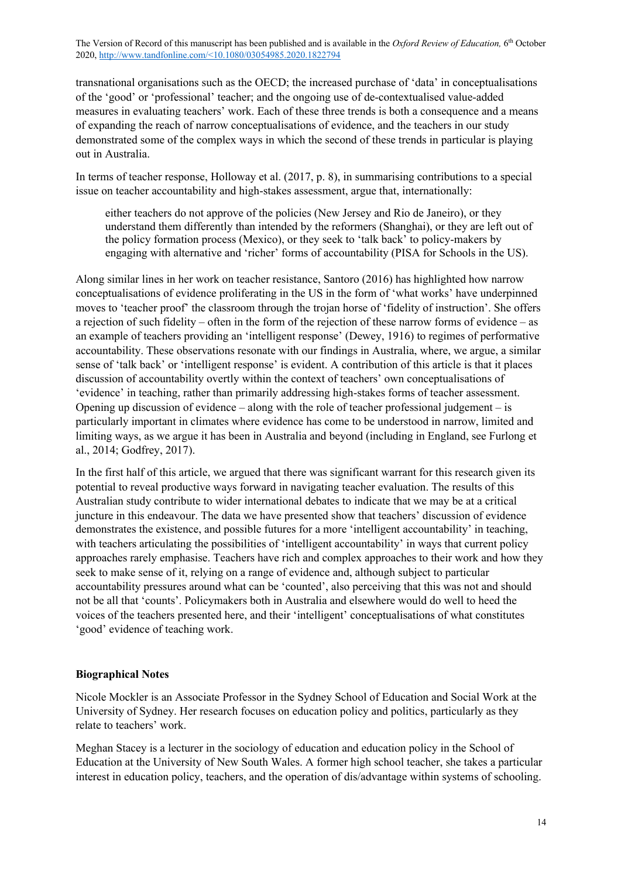transnational organisations such as the OECD; the increased purchase of 'data' in conceptualisations of the 'good' or 'professional' teacher; and the ongoing use of de-contextualised value-added measures in evaluating teachers' work. Each of these three trends is both a consequence and a means of expanding the reach of narrow conceptualisations of evidence, and the teachers in our study demonstrated some of the complex ways in which the second of these trends in particular is playing out in Australia.

In terms of teacher response, Holloway et al. (2017, p. 8), in summarising contributions to a special issue on teacher accountability and high-stakes assessment, argue that, internationally:

> either teachers do not approve of the policies (New Jersey and Rio de Janeiro), or they understand them differently than intended by the reformers (Shanghai), or they are left out of the policy formation process (Mexico), or they seek to 'talk back' to policy-makers by engaging with alternative and 'richer' forms of accountability (PISA for Schools in the US).

Along similar lines in her work on teacher resistance, Santoro (2016) has highlighted how narrow conceptualisations of evidence proliferating in the US in the form of 'what works' have underpinned moves to 'teacher proof' the classroom through the trojan horse of 'fidelity of instruction'. She offers a rejection of such fidelity – often in the form of the rejection of these narrow forms of evidence – as an example of teachers providing an 'intelligent response' (Dewey, 1916) to regimes of performative accountability. These observations resonate with our findings in Australia, where, we argue, a similar sense of 'talk back' or 'intelligent response' is evident. A contribution of this article is that it places discussion of accountability overtly within the context of teachers' own conceptualisations of 'evidence' in teaching, rather than primarily addressing high-stakes forms of teacher assessment. Opening up discussion of evidence – along with the role of teacher professional judgement – is particularly important in climates where evidence has come to be understood in narrow, limited and limiting ways, as we argue it has been in Australia and beyond (including in England, see Furlong et al., 2014; Godfrey, 2017).

In the first half of this article, we argued that there was significant warrant for this research given its potential to reveal productive ways forward in navigating teacher evaluation. The results of this Australian study contribute to wider international debates to indicate that we may be at a critical juncture in this endeavour. The data we have presented show that teachers' discussion of evidence demonstrates the existence, and possible futures for a more 'intelligent accountability' in teaching, with teachers articulating the possibilities of 'intelligent accountability' in ways that current policy approaches rarely emphasise. Teachers have rich and complex approaches to their work and how they seek to make sense of it, relying on a range of evidence and, although subject to particular accountability pressures around what can be 'counted', also perceiving that this was not and should not be all that 'counts'. Policymakers both in Australia and elsewhere would do well to heed the voices of the teachers presented here, and their 'intelligent' conceptualisations of what constitutes 'good' evidence of teaching work.

**Biographical Notes**

Nicole Mockler is an Associate Professor in the Sydney School of Education and Social Work at the University of Sydney. Her research focuses on education policy and politics, particularly as they relate to teachers' work.

Meghan Stacey is a lecturer in the sociology of education and education policy in the School of Education at the University of New South Wales. A former high school teacher, she takes a particular interest in education policy, teachers, and the operation of dis/advantage within systems of schooling.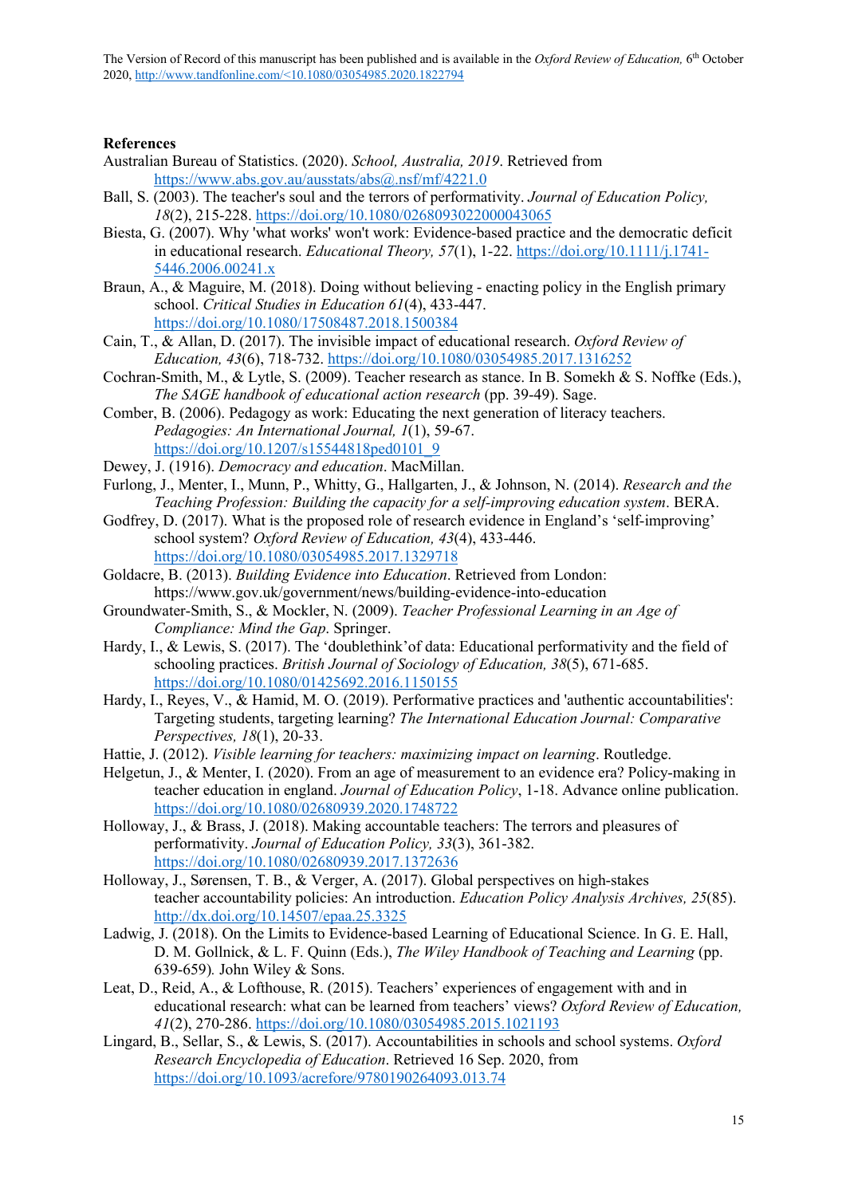## References

Australian Bureau of Statistics. (2020). *School, Australia, 2019*. Retrieved from https://www.abs.gov.au/ausstats/abs@.nsf/mf/4221.0

Ball, S. (2003). The teacher's soul and the terrors of performativity. *Journal of Education Policy, 18*(2), 215-228. https://doi.org/10.1080/0268093022000043065

Biesta, G. (2007). Why 'what works' won't work: Evidence-based practice and the democratic deficit in educational research. *Educational Theory, 57*(1), 1-22. https://doi.org/10.1111/j.1741-5446.2006.00241.x

Braun, A., & Maguire, M. (2018). Doing without believing - enacting policy in the English primary school. *Critical Studies in Education 61*(4), 433-447. https://doi.org/10.1080/17508487.2018.1500384

Cain, T., & Allan, D. (2017). The invisible impact of educational research. *Oxford Review of Education, 43*(6), 718-732. https://doi.org/10.1080/03054985.2017.1316252

Cochran-Smith, M., & Lytle, S. (2009). Teacher research as stance. In B. Somekh & S. Noffke (Eds.), *The SAGE handbook of educational action research* (pp. 39-49). Sage.

Comber, B. (2006). Pedagogy as work: Educating the next generation of literacy teachers. *Pedagogies: An International Journal, 1*(1), 59-67. https://doi.org/10.1207/s15544818ped0101_9

Dewey, J. (1916). *Democracy and education*. MacMillan.

Furlong, J., Menter, I., Munn, P., Whitty, G., Hallgarten, J., & Johnson, N. (2014). *Research and the Teaching Profession: Building the capacity for a self-improving education system*. BERA.

Godfrey, D. (2017). What is the proposed role of research evidence in England's 'self-improving' school system? *Oxford Review of Education, 43*(4), 433-446. https://doi.org/10.1080/03054985.2017.1329718

Goldacre, B. (2013). *Building Evidence into Education*. Retrieved from London: https://www.gov.uk/government/news/building-evidence-into-education

Groundwater-Smith, S., & Mockler, N. (2009). *Teacher Professional Learning in an Age of Compliance: Mind the Gap*. Springer.

Hardy, I., & Lewis, S. (2017). The 'doublethink'of data: Educational performativity and the field of schooling practices. *British Journal of Sociology of Education, 38*(5), 671-685. https://doi.org/10.1080/01425692.2016.1150155

Hardy, I., Reyes, V., & Hamid, M. O. (2019). Performative practices and 'authentic accountabilities': Targeting students, targeting learning? *The International Education Journal: Comparative Perspectives, 18*(1), 20-33.

Hattie, J. (2012). *Visible learning for teachers: maximizing impact on learning*. Routledge.

Helgetun, J., & Menter, I. (2020). From an age of measurement to an evidence era? Policy-making in teacher education in england. *Journal of Education Policy*, 1-18. Advance online publication. https://doi.org/10.1080/02680939.2020.1748722

Holloway, J., & Brass, J. (2018). Making accountable teachers: The terrors and pleasures of performativity. *Journal of Education Policy, 33*(3), 361-382. https://doi.org/10.1080/02680939.2017.1372636

Holloway, J., Sørensen, T. B., & Verger, A. (2017). Global perspectives on high-stakes teacher accountability policies: An introduction. *Education Policy Analysis Archives, 25*(85). http://dx.doi.org/10.14507/epaa.25.3325

Ladwig, J. (2018). On the Limits to Evidence-based Learning of Educational Science. In G. E. Hall, D. M. Gollnick, & L. F. Quinn (Eds.), *The Wiley Handbook of Teaching and Learning* (pp. 639-659)*.* John Wiley & Sons.

Leat, D., Reid, A., & Lofthouse, R. (2015). Teachers' experiences of engagement with and in educational research: what can be learned from teachers' views? *Oxford Review of Education, 41*(2), 270-286. https://doi.org/10.1080/03054985.2015.1021193

Lingard, B., Sellar, S., & Lewis, S. (2017). Accountabilities in schools and school systems. *Oxford Research Encyclopedia of Education*. Retrieved 16 Sep. 2020, from https://doi.org/10.1093/acrefore/9780190264093.013.74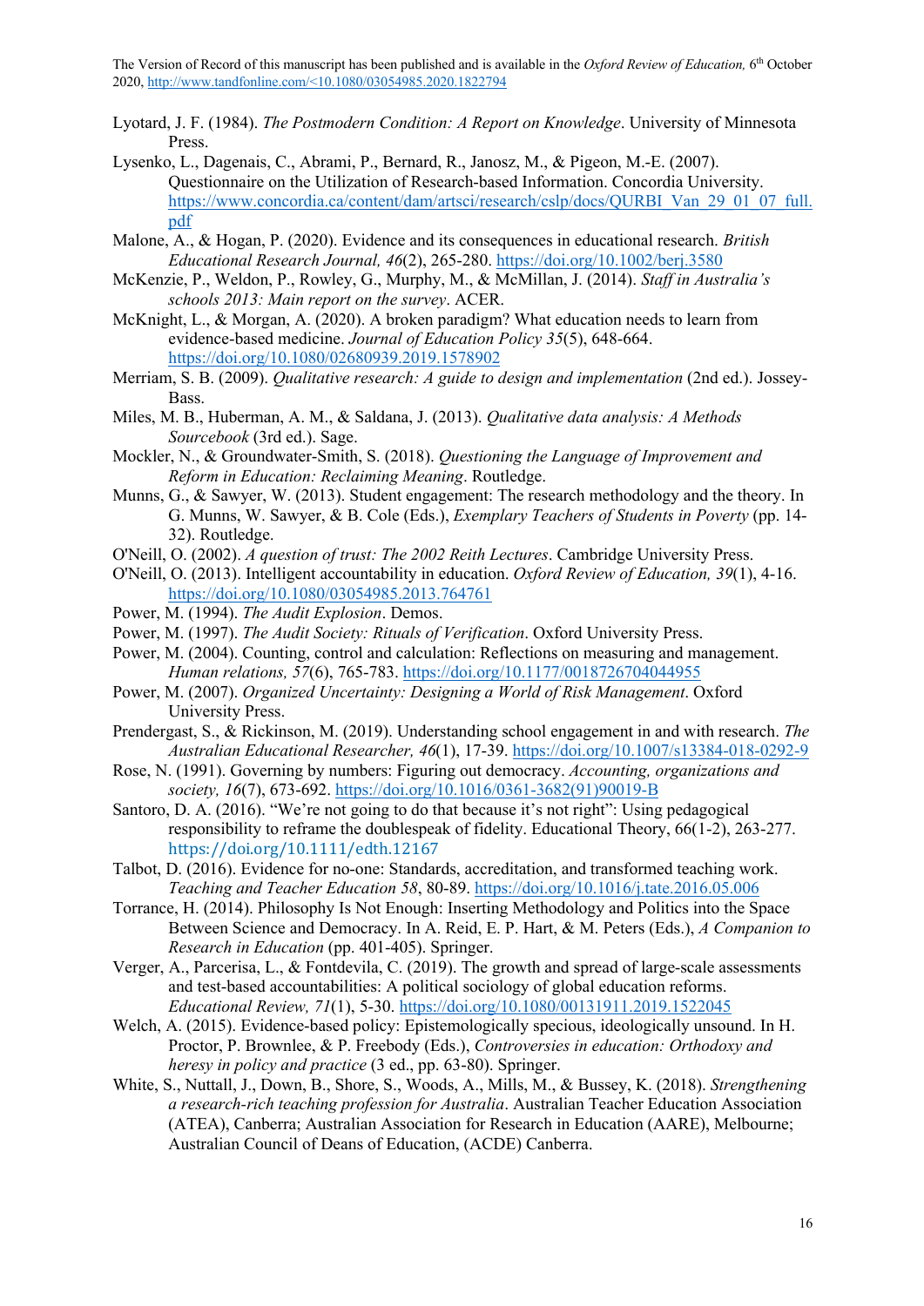Lyotard, J. F. (1984). *The Postmodern Condition: A Report on Knowledge*. University of Minnesota Press.

Lysenko, L., Dagenais, C., Abrami, P., Bernard, R., Janosz, M., & Pigeon, M.-E. (2007). Questionnaire on the Utilization of Research-based Information. Concordia University. https://www.concordia.ca/content/dam/artsci/research/cslp/docs/QURBI_Van_29_01_07_full.pdf

Malone, A., & Hogan, P. (2020). Evidence and its consequences in educational research. *British Educational Research Journal, 46*(2), 265-280. https://doi.org/10.1002/berj.3580

McKenzie, P., Weldon, P., Rowley, G., Murphy, M., & McMillan, J. (2014). *Staff in Australia's schools 2013: Main report on the survey*. ACER.

McKnight, L., & Morgan, A. (2020). A broken paradigm? What education needs to learn from evidence-based medicine. *Journal of Education Policy 35*(5), 648-664. https://doi.org/10.1080/02680939.2019.1578902

Merriam, S. B. (2009). *Qualitative research: A guide to design and implementation* (2nd ed.). Jossey-Bass.

Miles, M. B., Huberman, A. M., & Saldana, J. (2013). *Qualitative data analysis: A Methods Sourcebook* (3rd ed.). Sage.

Mockler, N., & Groundwater-Smith, S. (2018). *Questioning the Language of Improvement and Reform in Education: Reclaiming Meaning*. Routledge.

Munns, G., & Sawyer, W. (2013). Student engagement: The research methodology and the theory. In G. Munns, W. Sawyer, & B. Cole (Eds.), *Exemplary Teachers of Students in Poverty* (pp. 14-32). Routledge.

O'Neill, O. (2002). *A question of trust: The 2002 Reith Lectures*. Cambridge University Press.

O'Neill, O. (2013). Intelligent accountability in education. *Oxford Review of Education, 39*(1), 4-16. https://doi.org/10.1080/03054985.2013.764761

Power, M. (1994). *The Audit Explosion*. Demos.

Power, M. (1997). *The Audit Society: Rituals of Verification*. Oxford University Press.

Power, M. (2004). Counting, control and calculation: Reflections on measuring and management. *Human relations, 57*(6), 765-783. https://doi.org/10.1177/0018726704044955

Power, M. (2007). *Organized Uncertainty: Designing a World of Risk Management*. Oxford University Press.

Prendergast, S., & Rickinson, M. (2019). Understanding school engagement in and with research. *The Australian Educational Researcher, 46*(1), 17-39. https://doi.org/10.1007/s13384-018-0292-9

Rose, N. (1991). Governing by numbers: Figuring out democracy. *Accounting, organizations and society, 16*(7), 673-692. https://doi.org/10.1016/0361-3682(91)90019-B

Santoro, D. A. (2016). "We're not going to do that because it's not right": Using pedagogical responsibility to reframe the doublespeak of fidelity. Educational Theory, 66(1-2), 263-277. https://doi.org/10.1111/edth.12167

Talbot, D. (2016). Evidence for no-one: Standards, accreditation, and transformed teaching work. *Teaching and Teacher Education 58*, 80-89. https://doi.org/10.1016/j.tate.2016.05.006

Torrance, H. (2014). Philosophy Is Not Enough: Inserting Methodology and Politics into the Space Between Science and Democracy. In A. Reid, E. P. Hart, & M. Peters (Eds.), *A Companion to Research in Education* (pp. 401-405). Springer.

Verger, A., Parcerisa, L., & Fontdevila, C. (2019). The growth and spread of large-scale assessments and test-based accountabilities: A political sociology of global education reforms. *Educational Review, 71*(1), 5-30. https://doi.org/10.1080/00131911.2019.1522045

Welch, A. (2015). Evidence-based policy: Epistemologically specious, ideologically unsound. In H. Proctor, P. Brownlee, & P. Freebody (Eds.), *Controversies in education: Orthodoxy and heresy in policy and practice* (3 ed., pp. 63-80). Springer.

White, S., Nuttall, J., Down, B., Shore, S., Woods, A., Mills, M., & Bussey, K. (2018). *Strengthening a research-rich teaching profession for Australia*. Australian Teacher Education Association (ATEA), Canberra; Australian Association for Research in Education (AARE), Melbourne; Australian Council of Deans of Education, (ACDE) Canberra.